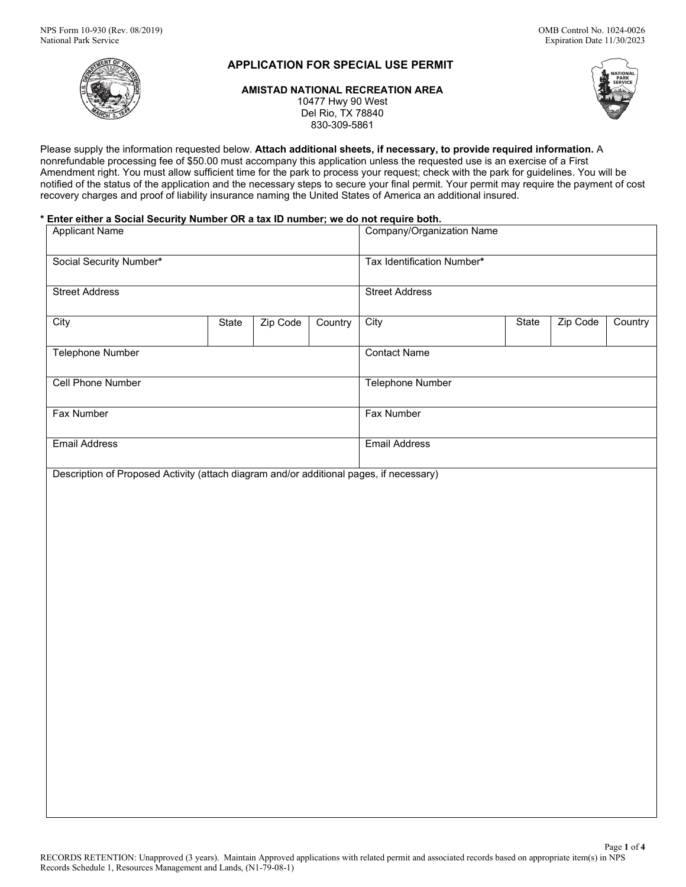NPS Form 10-930 (Rev. 08/2019)
National Park Service

OMB Control No. 1024-0026
Expiration Date 11/30/2023

# APPLICATION FOR SPECIAL USE PERMIT

**AMISTAD NATIONAL RECREATION AREA**
10477 Hwy 90 West
Del Rio, TX 78840
830-309-5861

Please supply the information requested below. **Attach additional sheets, if necessary, to provide required information.** A nonrefundable processing fee of $50.00 must accompany this application unless the requested use is an exercise of a First Amendment right. You must allow sufficient time for the park to process your request; check with the park for guidelines. You will be notified of the status of the application and the necessary steps to secure your final permit. Your permit may require the payment of cost recovery charges and proof of liability insurance naming the United States of America an additional insured.

**\* Enter either a Social Security Number OR a tax ID number; we do not require both.**

| Applicant Name | | | | Company/Organization Name | | | |
|---|---|---|---|---|---|---|---|
| Social Security Number* | | | | Tax Identification Number* | | | |
| Street Address | | | | Street Address | | | |
| City | State | Zip Code | Country | City | State | Zip Code | Country |
| Telephone Number | | | | Contact Name | | | |
| Cell Phone Number | | | | Telephone Number | | | |
| Fax Number | | | | Fax Number | | | |
| Email Address | | | | Email Address | | | |

Description of Proposed Activity (attach diagram and/or additional pages, if necessary)

RECORDS RETENTION: Unapproved (3 years). Maintain Approved applications with related permit and associated records based on appropriate item(s) in NPS Records Schedule 1, Resources Management and Lands, (N1-79-08-1)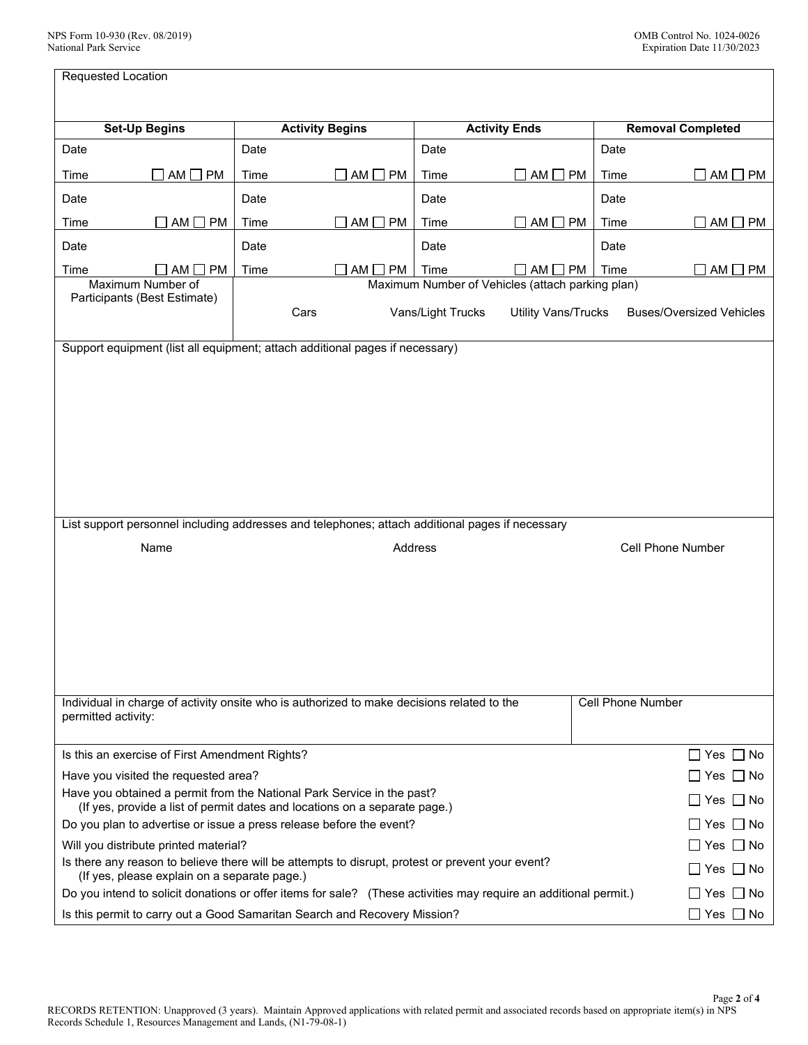Requested Location

| Set-Up Begins | Activity Begins | Activity Ends | Removal Completed |
|---|---|---|---|
| Date | Date | Date | Date |
| Time ☐ AM ☐ PM | Time ☐ AM ☐ PM | Time ☐ AM ☐ PM | Time ☐ AM ☐ PM |
| Date | Date | Date | Date |
| Time ☐ AM ☐ PM | Time ☐ AM ☐ PM | Time ☐ AM ☐ PM | Time ☐ AM ☐ PM |
| Date | Date | Date | Date |
| Time ☐ AM ☐ PM | Time ☐ AM ☐ PM | Time ☐ AM ☐ PM | Time ☐ AM ☐ PM |

| Maximum Number of Participants (Best Estimate) | Maximum Number of Vehicles (attach parking plan) | | | |
|---|---|---|---|---|
| | Cars | Vans/Light Trucks | Utility Vans/Trucks | Buses/Oversized Vehicles |

Support equipment (list all equipment; attach additional pages if necessary)

List support personnel including addresses and telephones; attach additional pages if necessary

| Name | Address | Cell Phone Number |
|---|---|---|
| | | |

| Individual in charge of activity onsite who is authorized to make decisions related to the permitted activity: | Cell Phone Number |
|---|---|
| | |

| Question | Answer |
|---|---|
| Is this an exercise of First Amendment Rights? | ☐ Yes ☐ No |
| Have you visited the requested area? | ☐ Yes ☐ No |
| Have you obtained a permit from the National Park Service in the past? (If yes, provide a list of permit dates and locations on a separate page.) | ☐ Yes ☐ No |
| Do you plan to advertise or issue a press release before the event? | ☐ Yes ☐ No |
| Will you distribute printed material? | ☐ Yes ☐ No |
| Is there any reason to believe there will be attempts to disrupt, protest or prevent your event? (If yes, please explain on a separate page.) | ☐ Yes ☐ No |
| Do you intend to solicit donations or offer items for sale? (These activities may require an additional permit.) | ☐ Yes ☐ No |
| Is this permit to carry out a Good Samaritan Search and Recovery Mission? | ☐ Yes ☐ No |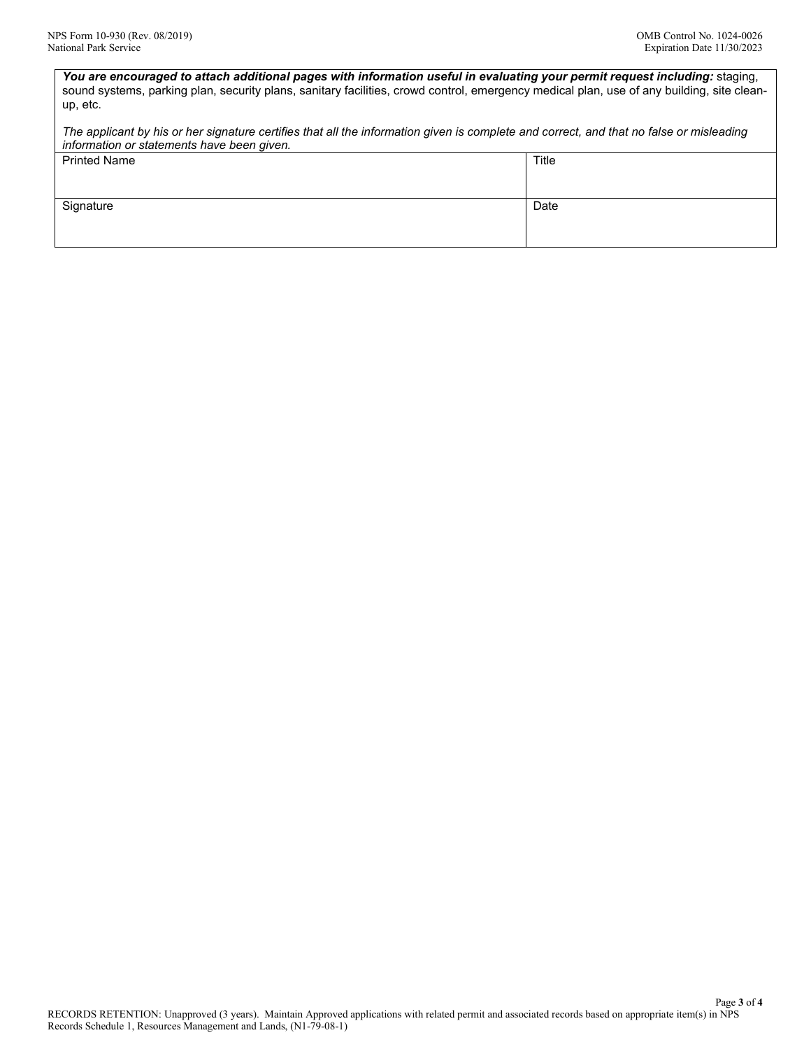***You are encouraged to attach additional pages with information useful in evaluating your permit request including:*** staging, sound systems, parking plan, security plans, sanitary facilities, crowd control, emergency medical plan, use of any building, site clean-up, etc.

*The applicant by his or her signature certifies that all the information given is complete and correct, and that no false or misleading information or statements have been given.*

| Printed Name | Title |
|---|---|
| | |
| **Signature** | **Date** |
| | |

RECORDS RETENTION: Unapproved (3 years). Maintain Approved applications with related permit and associated records based on appropriate item(s) in NPS Records Schedule 1, Resources Management and Lands, (N1-79-08-1)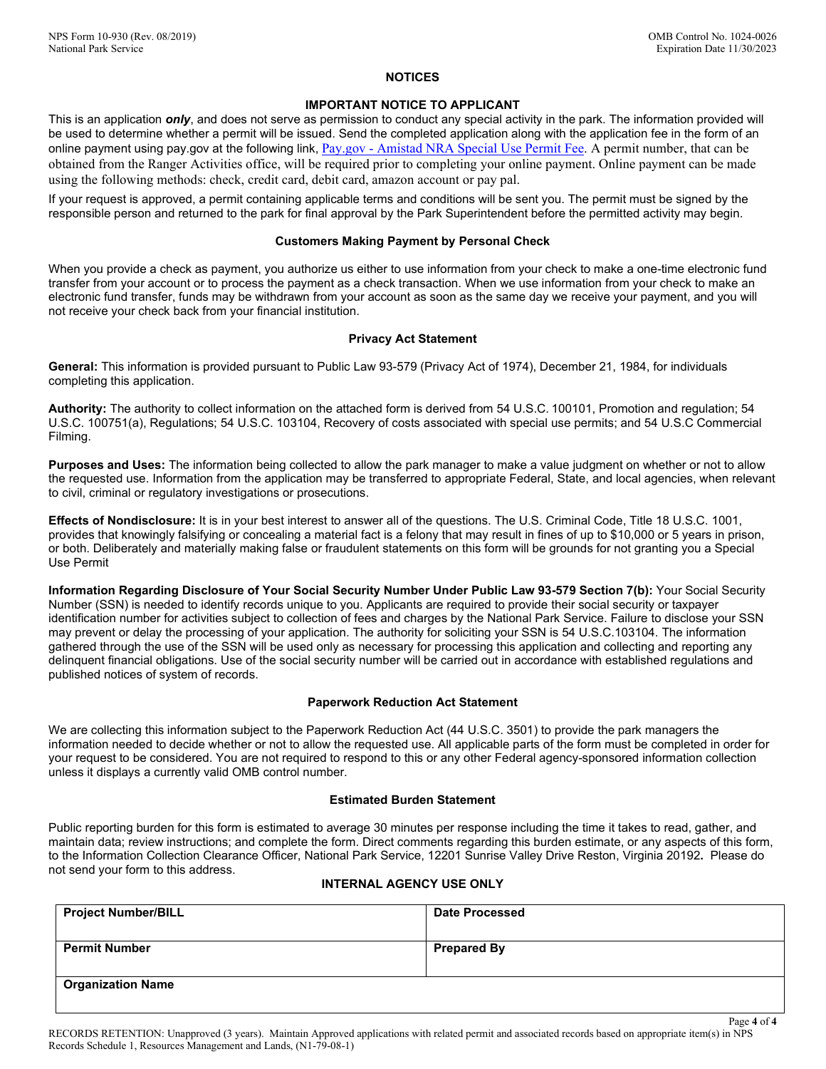## NOTICES

### IMPORTANT NOTICE TO APPLICANT

This is an application ***only***, and does not serve as permission to conduct any special activity in the park. The information provided will be used to determine whether a permit will be issued. Send the completed application along with the application fee in the form of an online payment using pay.gov at the following link, Pay.gov - Amistad NRA Special Use Permit Fee. A permit number, that can be obtained from the Ranger Activities office, will be required prior to completing your online payment. Online payment can be made using the following methods: check, credit card, debit card, amazon account or pay pal.

If your request is approved, a permit containing applicable terms and conditions will be sent you. The permit must be signed by the responsible person and returned to the park for final approval by the Park Superintendent before the permitted activity may begin.

### Customers Making Payment by Personal Check

When you provide a check as payment, you authorize us either to use information from your check to make a one-time electronic fund transfer from your account or to process the payment as a check transaction. When we use information from your check to make an electronic fund transfer, funds may be withdrawn from your account as soon as the same day we receive your payment, and you will not receive your check back from your financial institution.

### Privacy Act Statement

**General:** This information is provided pursuant to Public Law 93-579 (Privacy Act of 1974), December 21, 1984, for individuals completing this application.

**Authority:** The authority to collect information on the attached form is derived from 54 U.S.C. 100101, Promotion and regulation; 54 U.S.C. 100751(a), Regulations; 54 U.S.C. 103104, Recovery of costs associated with special use permits; and 54 U.S.C Commercial Filming.

**Purposes and Uses:** The information being collected to allow the park manager to make a value judgment on whether or not to allow the requested use. Information from the application may be transferred to appropriate Federal, State, and local agencies, when relevant to civil, criminal or regulatory investigations or prosecutions.

**Effects of Nondisclosure:** It is in your best interest to answer all of the questions. The U.S. Criminal Code, Title 18 U.S.C. 1001, provides that knowingly falsifying or concealing a material fact is a felony that may result in fines of up to $10,000 or 5 years in prison, or both. Deliberately and materially making false or fraudulent statements on this form will be grounds for not granting you a Special Use Permit

**Information Regarding Disclosure of Your Social Security Number Under Public Law 93-579 Section 7(b):** Your Social Security Number (SSN) is needed to identify records unique to you. Applicants are required to provide their social security or taxpayer identification number for activities subject to collection of fees and charges by the National Park Service. Failure to disclose your SSN may prevent or delay the processing of your application. The authority for soliciting your SSN is 54 U.S.C.103104. The information gathered through the use of the SSN will be used only as necessary for processing this application and collecting and reporting any delinquent financial obligations. Use of the social security number will be carried out in accordance with established regulations and published notices of system of records.

### Paperwork Reduction Act Statement

We are collecting this information subject to the Paperwork Reduction Act (44 U.S.C. 3501) to provide the park managers the information needed to decide whether or not to allow the requested use. All applicable parts of the form must be completed in order for your request to be considered. You are not required to respond to this or any other Federal agency-sponsored information collection unless it displays a currently valid OMB control number.

### Estimated Burden Statement

Public reporting burden for this form is estimated to average 30 minutes per response including the time it takes to read, gather, and maintain data; review instructions; and complete the form. Direct comments regarding this burden estimate, or any aspects of this form, to the Information Collection Clearance Officer, National Park Service, 12201 Sunrise Valley Drive Reston, Virginia 20192**.** Please do not send your form to this address.

### INTERNAL AGENCY USE ONLY

| | |
|---|---|
| **Project Number/BILL** | **Date Processed** |
| **Permit Number** | **Prepared By** |
| **Organization Name** | |

RECORDS RETENTION: Unapproved (3 years). Maintain Approved applications with related permit and associated records based on appropriate item(s) in NPS Records Schedule 1, Resources Management and Lands, (N1-79-08-1)